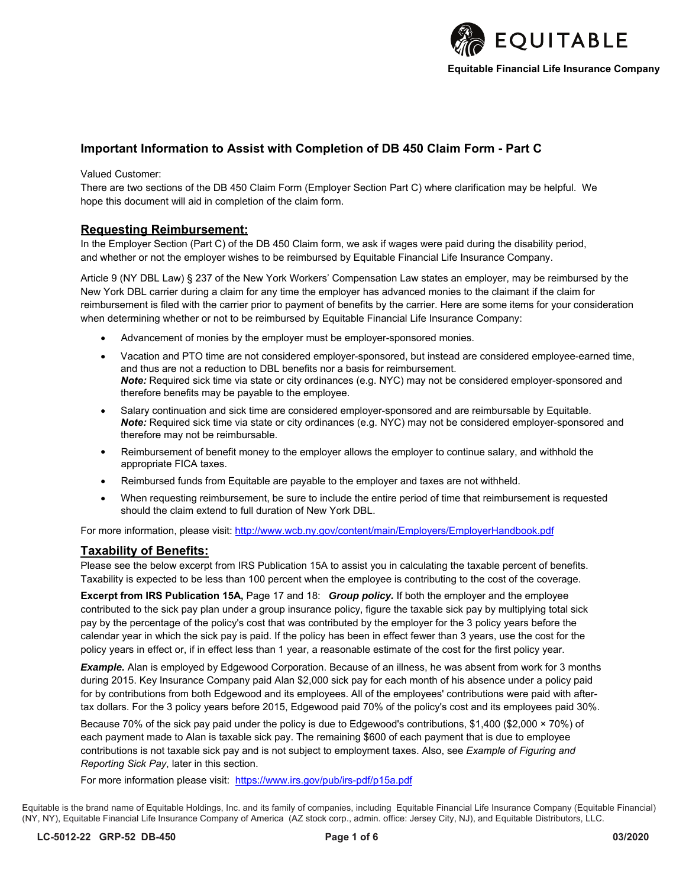EQUITABLE

**Equitable Financial Life Insurance Company**

## Important Information to Assist with Completion of DB 450 Claim Form - Part C

Valued Customer:
There are two sections of the DB 450 Claim Form (Employer Section Part C) where clarification may be helpful. We hope this document will aid in completion of the claim form.

### Requesting Reimbursement:

In the Employer Section (Part C) of the DB 450 Claim form, we ask if wages were paid during the disability period, and whether or not the employer wishes to be reimbursed by Equitable Financial Life Insurance Company.

Article 9 (NY DBL Law) § 237 of the New York Workers' Compensation Law states an employer, may be reimbursed by the New York DBL carrier during a claim for any time the employer has advanced monies to the claimant if the claim for reimbursement is filed with the carrier prior to payment of benefits by the carrier. Here are some items for your consideration when determining whether or not to be reimbursed by Equitable Financial Life Insurance Company:

- Advancement of monies by the employer must be employer-sponsored monies.
- Vacation and PTO time are not considered employer-sponsored, but instead are considered employee-earned time, and thus are not a reduction to DBL benefits nor a basis for reimbursement.
  ***Note:*** Required sick time via state or city ordinances (e.g. NYC) may not be considered employer-sponsored and therefore benefits may be payable to the employee.
- Salary continuation and sick time are considered employer-sponsored and are reimbursable by Equitable.
  ***Note:*** Required sick time via state or city ordinances (e.g. NYC) may not be considered employer-sponsored and therefore may not be reimbursable.
- Reimbursement of benefit money to the employer allows the employer to continue salary, and withhold the appropriate FICA taxes.
- Reimbursed funds from Equitable are payable to the employer and taxes are not withheld.
- When requesting reimbursement, be sure to include the entire period of time that reimbursement is requested should the claim extend to full duration of New York DBL.

For more information, please visit: http://www.wcb.ny.gov/content/main/Employers/EmployerHandbook.pdf

### Taxability of Benefits:

Please see the below excerpt from IRS Publication 15A to assist you in calculating the taxable percent of benefits. Taxability is expected to be less than 100 percent when the employee is contributing to the cost of the coverage.

**Excerpt from IRS Publication 15A,** Page 17 and 18: ***Group policy.*** If both the employer and the employee contributed to the sick pay plan under a group insurance policy, figure the taxable sick pay by multiplying total sick pay by the percentage of the policy's cost that was contributed by the employer for the 3 policy years before the calendar year in which the sick pay is paid. If the policy has been in effect fewer than 3 years, use the cost for the policy years in effect or, if in effect less than 1 year, a reasonable estimate of the cost for the first policy year.

***Example.*** Alan is employed by Edgewood Corporation. Because of an illness, he was absent from work for 3 months during 2015. Key Insurance Company paid Alan $2,000 sick pay for each month of his absence under a policy paid for by contributions from both Edgewood and its employees. All of the employees' contributions were paid with after-tax dollars. For the 3 policy years before 2015, Edgewood paid 70% of the policy's cost and its employees paid 30%.

Because 70% of the sick pay paid under the policy is due to Edgewood's contributions, $1,400 ($2,000 × 70%) of each payment made to Alan is taxable sick pay. The remaining $600 of each payment that is due to employee contributions is not taxable sick pay and is not subject to employment taxes. Also, see *Example of Figuring and Reporting Sick Pay*, later in this section.

For more information please visit: https://www.irs.gov/pub/irs-pdf/p15a.pdf

Equitable is the brand name of Equitable Holdings, Inc. and its family of companies, including Equitable Financial Life Insurance Company (Equitable Financial) (NY, NY), Equitable Financial Life Insurance Company of America (AZ stock corp., admin. office: Jersey City, NJ), and Equitable Distributors, LLC.

LC-5012-22 GRP-52 DB-450 03/2020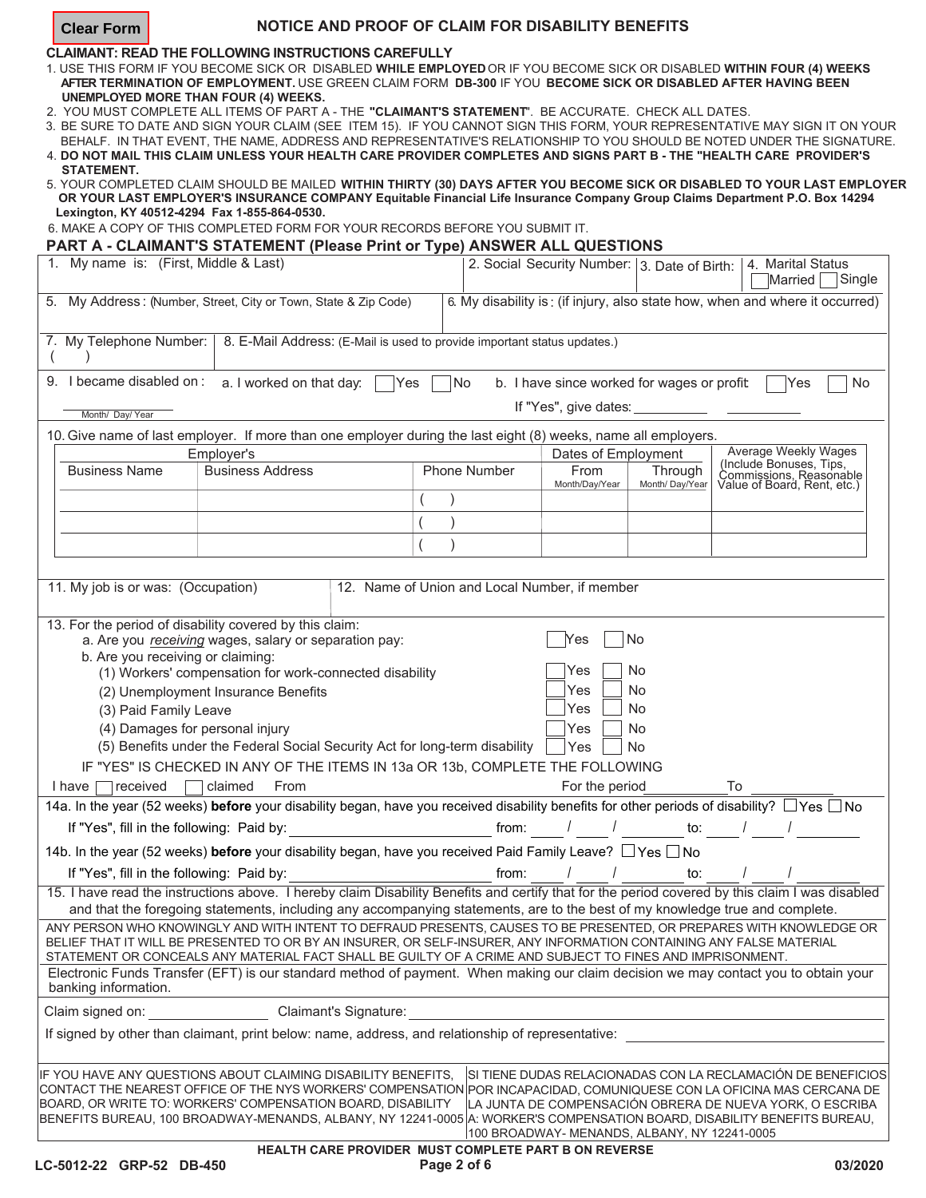Clear Form

# NOTICE AND PROOF OF CLAIM FOR DISABILITY BENEFITS

**CLAIMANT: READ THE FOLLOWING INSTRUCTIONS CAREFULLY**

1. USE THIS FORM IF YOU BECOME SICK OR DISABLED **WHILE EMPLOYED** OR IF YOU BECOME SICK OR DISABLED **WITHIN FOUR (4) WEEKS AFTER TERMINATION OF EMPLOYMENT.** USE GREEN CLAIM FORM **DB-300** IF YOU **BECOME SICK OR DISABLED AFTER HAVING BEEN UNEMPLOYED MORE THAN FOUR (4) WEEKS.**
2. YOU MUST COMPLETE ALL ITEMS OF PART A - THE **"CLAIMANT'S STATEMENT"**. BE ACCURATE. CHECK ALL DATES.
3. BE SURE TO DATE AND SIGN YOUR CLAIM (SEE ITEM 15). IF YOU CANNOT SIGN THIS FORM, YOUR REPRESENTATIVE MAY SIGN IT ON YOUR BEHALF. IN THAT EVENT, THE NAME, ADDRESS AND REPRESENTATIVE'S RELATIONSHIP TO YOU SHOULD BE NOTED UNDER THE SIGNATURE.
4. **DO NOT MAIL THIS CLAIM UNLESS YOUR HEALTH CARE PROVIDER COMPLETES AND SIGNS PART B - THE "HEALTH CARE PROVIDER'S STATEMENT.**
5. YOUR COMPLETED CLAIM SHOULD BE MAILED **WITHIN THIRTY (30) DAYS AFTER YOU BECOME SICK OR DISABLED TO YOUR LAST EMPLOYER OR YOUR LAST EMPLOYER'S INSURANCE COMPANY Equitable Financial Life Insurance Company Group Claims Department P.O. Box 14294 Lexington, KY 40512-4294 Fax 1-855-864-0530.**
6. MAKE A COPY OF THIS COMPLETED FORM FOR YOUR RECORDS BEFORE YOU SUBMIT IT.

## PART A - CLAIMANT'S STATEMENT (Please Print or Type) ANSWER ALL QUESTIONS

1. My name is: (First, Middle & Last)
2. Social Security Number:
3. Date of Birth:
4. Marital Status ☐ Married ☐ Single
5. My Address: (Number, Street, City or Town, State & Zip Code)
6. My disability is: (if injury, also state how, when and where it occurred)
7. My Telephone Number: ( )
8. E-Mail Address: (E-Mail is used to provide important status updates.)
9. I became disabled on: ____ (Month/ Day/ Year)
   a. I worked on that day: ☐ Yes ☐ No
   b. I have since worked for wages or profit ☐ Yes ☐ No
   If "Yes", give dates: ____ ____

10. Give name of last employer. If more than one employer during the last eight (8) weeks, name all employers.

| Employer's | | | Dates of Employment | | Average Weekly Wages (Include Bonuses, Tips, Commissions, Reasonable Value of Board, Rent, etc.) |
|---|---|---|---|---|---|
| Business Name | Business Address | Phone Number | From Month/Day/Year | Through Month/ Day/Year | |
| | | ( ) | | | |
| | | ( ) | | | |
| | | ( ) | | | |

11. My job is or was: (Occupation)
12. Name of Union and Local Number, if member

13. For the period of disability covered by this claim:
   a. Are you *receiving* wages, salary or separation pay: ☐ Yes ☐ No
   b. Are you receiving or claiming:
      (1) Workers' compensation for work-connected disability ☐ Yes ☐ No
      (2) Unemployment Insurance Benefits ☐ Yes ☐ No
      (3) Paid Family Leave ☐ Yes ☐ No
      (4) Damages for personal injury ☐ Yes ☐ No
      (5) Benefits under the Federal Social Security Act for long-term disability ☐ Yes ☐ No

   IF "YES" IS CHECKED IN ANY OF THE ITEMS IN 13a OR 13b, COMPLETE THE FOLLOWING

   I have ☐ received ☐ claimed From ____ For the period ____ To ____

14a. In the year (52 weeks) **before** your disability began, have you received disability benefits for other periods of disability? ☐ Yes ☐ No
   If "Yes", fill in the following: Paid by: ____ from: __ / __ / ____ to: __ / __ / ____

14b. In the year (52 weeks) **before** your disability began, have you received Paid Family Leave? ☐ Yes ☐ No
   If "Yes", fill in the following: Paid by: ____ from: __ / __ / ____ to: __ / __ / ____

15. I have read the instructions above. I hereby claim Disability Benefits and certify that for the period covered by this claim I was disabled and that the foregoing statements, including any accompanying statements, are to the best of my knowledge true and complete.

ANY PERSON WHO KNOWINGLY AND WITH INTENT TO DEFRAUD PRESENTS, CAUSES TO BE PRESENTED, OR PREPARES WITH KNOWLEDGE OR BELIEF THAT IT WILL BE PRESENTED TO OR BY AN INSURER, OR SELF-INSURER, ANY INFORMATION CONTAINING ANY FALSE MATERIAL STATEMENT OR CONCEALS ANY MATERIAL FACT SHALL BE GUILTY OF A CRIME AND SUBJECT TO FINES AND IMPRISONMENT.

Electronic Funds Transfer (EFT) is our standard method of payment. When making our claim decision we may contact you to obtain your banking information.

Claim signed on: ____ Claimant's Signature: ____

If signed by other than claimant, print below: name, address, and relationship of representative: ____

IF YOU HAVE ANY QUESTIONS ABOUT CLAIMING DISABILITY BENEFITS, CONTACT THE NEAREST OFFICE OF THE NYS WORKERS' COMPENSATION BOARD, OR WRITE TO: WORKERS' COMPENSATION BOARD, DISABILITY BENEFITS BUREAU, 100 BROADWAY-MENANDS, ALBANY, NY 12241-0005

SI TIENE DUDAS RELACIONADAS CON LA RECLAMACIÓN DE BENEFICIOS POR INCAPACIDAD, COMUNIQUESE CON LA OFICINA MAS CERCANA DE LA JUNTA DE COMPENSACIÓN OBRERA DE NUEVA YORK, O ESCRIBA A: WORKER'S COMPENSATION BOARD, DISABILITY BENEFITS BUREAU, 100 BROADWAY- MENANDS, ALBANY, NY 12241-0005

**HEALTH CARE PROVIDER MUST COMPLETE PART B ON REVERSE**

LC-5012-22 GRP-52 DB-450 03/2020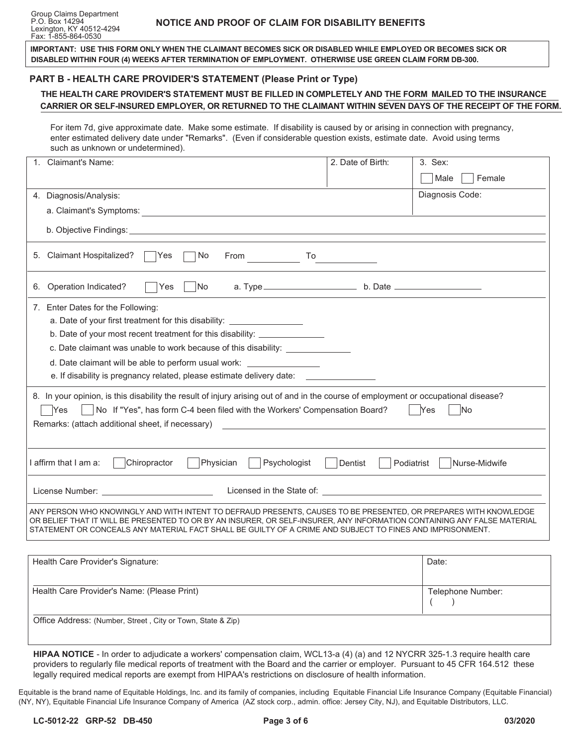Group Claims Department
P.O. Box 14294
Lexington, KY 40512-4294
Fax: 1-855-864-0530

# NOTICE AND PROOF OF CLAIM FOR DISABILITY BENEFITS

**IMPORTANT: USE THIS FORM ONLY WHEN THE CLAIMANT BECOMES SICK OR DISABLED WHILE EMPLOYED OR BECOMES SICK OR DISABLED WITHIN FOUR (4) WEEKS AFTER TERMINATION OF EMPLOYMENT. OTHERWISE USE GREEN CLAIM FORM DB-300.**

## PART B - HEALTH CARE PROVIDER'S STATEMENT (Please Print or Type)

**THE HEALTH CARE PROVIDER'S STATEMENT MUST BE FILLED IN COMPLETELY AND THE FORM MAILED TO THE INSURANCE CARRIER OR SELF-INSURED EMPLOYER, OR RETURNED TO THE CLAIMANT WITHIN SEVEN DAYS OF THE RECEIPT OF THE FORM.**

For item 7d, give approximate date. Make some estimate. If disability is caused by or arising in connection with pregnancy, enter estimated delivery date under "Remarks". (Even if considerable question exists, estimate date. Avoid using terms such as unknown or undetermined).

1. Claimant's Name: ____________ 2. Date of Birth: ____________ 3. Sex: ☐ Male ☐ Female

4. Diagnosis/Analysis: Diagnosis Code: ____________
   a. Claimant's Symptoms: ____________
   b. Objective Findings: ____________

5. Claimant Hospitalized? ☐ Yes ☐ No From ____________ To ____________

6. Operation Indicated? ☐ Yes ☐ No a. Type ____________ b. Date ____________

7. Enter Dates for the Following:
   a. Date of your first treatment for this disability: ____________
   b. Date of your most recent treatment for this disability: ____________
   c. Date claimant was unable to work because of this disability: ____________
   d. Date claimant will be able to perform usual work: ____________
   e. If disability is pregnancy related, please estimate delivery date: ____________

8. In your opinion, is this disability the result of injury arising out of and in the course of employment or occupational disease?
   ☐ Yes ☐ No If "Yes", has form C-4 been filed with the Workers' Compensation Board? ☐ Yes ☐ No

Remarks: (attach additional sheet, if necessary) ____________

I affirm that I am a: ☐ Chiropractor ☐ Physician ☐ Psychologist ☐ Dentist ☐ Podiatrist ☐ Nurse-Midwife

License Number: ____________ Licensed in the State of: ____________

ANY PERSON WHO KNOWINGLY AND WITH INTENT TO DEFRAUD PRESENTS, CAUSES TO BE PRESENTED, OR PREPARES WITH KNOWLEDGE OR BELIEF THAT IT WILL BE PRESENTED TO OR BY AN INSURER, OR SELF-INSURER, ANY INFORMATION CONTAINING ANY FALSE MATERIAL STATEMENT OR CONCEALS ANY MATERIAL FACT SHALL BE GUILTY OF A CRIME AND SUBJECT TO FINES AND IMPRISONMENT.

| Health Care Provider's Signature: | Date: |
|---|---|
| Health Care Provider's Name: (Please Print) | Telephone Number: ( ) |
| Office Address: (Number, Street , City or Town, State & Zip) | |

**HIPAA NOTICE** - In order to adjudicate a workers' compensation claim, WCL13-a (4) (a) and 12 NYCRR 325-1.3 require health care providers to regularly file medical reports of treatment with the Board and the carrier or employer. Pursuant to 45 CFR 164.512 these legally required medical reports are exempt from HIPAA's restrictions on disclosure of health information.

Equitable is the brand name of Equitable Holdings, Inc. and its family of companies, including Equitable Financial Life Insurance Company (Equitable Financial) (NY, NY), Equitable Financial Life Insurance Company of America (AZ stock corp., admin. office: Jersey City, NJ), and Equitable Distributors, LLC.

LC-5012-22 GRP-52 DB-450 03/2020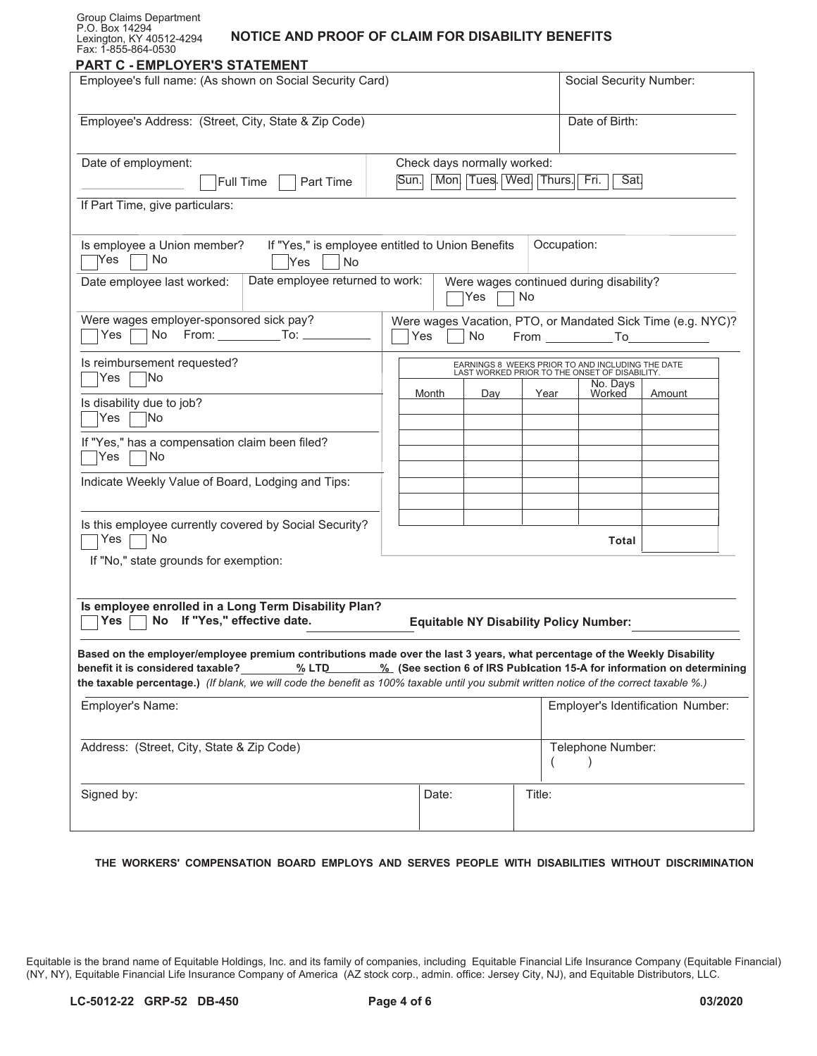Group Claims Department
P.O. Box 14294
Lexington, KY 40512-4294
Fax: 1-855-864-0530

# NOTICE AND PROOF OF CLAIM FOR DISABILITY BENEFITS

## PART C - EMPLOYER'S STATEMENT

Employee's full name: (As shown on Social Security Card)

Social Security Number:

Employee's Address: (Street, City, State & Zip Code)

Date of Birth:

Date of employment: ______________ ☐ Full Time ☐ Part Time

Check days normally worked: ☐ Sun. ☐ Mon. ☐ Tues. ☐ Wed. ☐ Thurs. ☐ Fri. ☐ Sat.

If Part Time, give particulars:

Is employee a Union member? ☐ Yes ☐ No

If "Yes," is employee entitled to Union Benefits ☐ Yes ☐ No

Occupation:

Date employee last worked:

Date employee returned to work:

Were wages continued during disability? ☐ Yes ☐ No

Were wages employer-sponsored sick pay? ☐ Yes ☐ No From: __________ To: __________

Were wages Vacation, PTO, or Mandated Sick Time (e.g. NYC)? ☐ Yes ☐ No From __________ To__________

Is reimbursement requested? ☐ Yes ☐ No

Is disability due to job? ☐ Yes ☐ No

If "Yes," has a compensation claim been filed? ☐ Yes ☐ No

Indicate Weekly Value of Board, Lodging and Tips:

Is this employee currently covered by Social Security? ☐ Yes ☐ No

If "No," state grounds for exemption:

| EARNINGS 8 WEEKS PRIOR TO AND INCLUDING THE DATE LAST WORKED PRIOR TO THE ONSET OF DISABILITY. | | | | |
|---|---|---|---|---|
| Month | Day | Year | No. Days Worked | Amount |
| | | | | |
| | | | | |
| | | | | |
| | | | | |
| | | | | |
| | | | | |
| | | | | |
| | | | | |
| | | | **Total** | |

**Is employee enrolled in a Long Term Disability Plan?**
☐ **Yes** ☐ **No If "Yes," effective date.** ______________ **Equitable NY Disability Policy Number:** ______________

**Based on the employer/employee premium contributions made over the last 3 years, what percentage of the Weekly Disability benefit it is considered taxable?** ________**% LTD**________**% (See section 6 of IRS Publcation 15-A for information on determining the taxable percentage.)** *(If blank, we will code the benefit as 100% taxable until you submit written notice of the correct taxable %.)*

Employer's Name:

Employer's Identification Number:

Address: (Street, City, State & Zip Code)

Telephone Number: (    )

Signed by:

Date:

Title:

**THE WORKERS' COMPENSATION BOARD EMPLOYS AND SERVES PEOPLE WITH DISABILITIES WITHOUT DISCRIMINATION**

Equitable is the brand name of Equitable Holdings, Inc. and its family of companies, including Equitable Financial Life Insurance Company (Equitable Financial) (NY, NY), Equitable Financial Life Insurance Company of America (AZ stock corp., admin. office: Jersey City, NJ), and Equitable Distributors, LLC.

LC-5012-22 GRP-52 DB-450 03/2020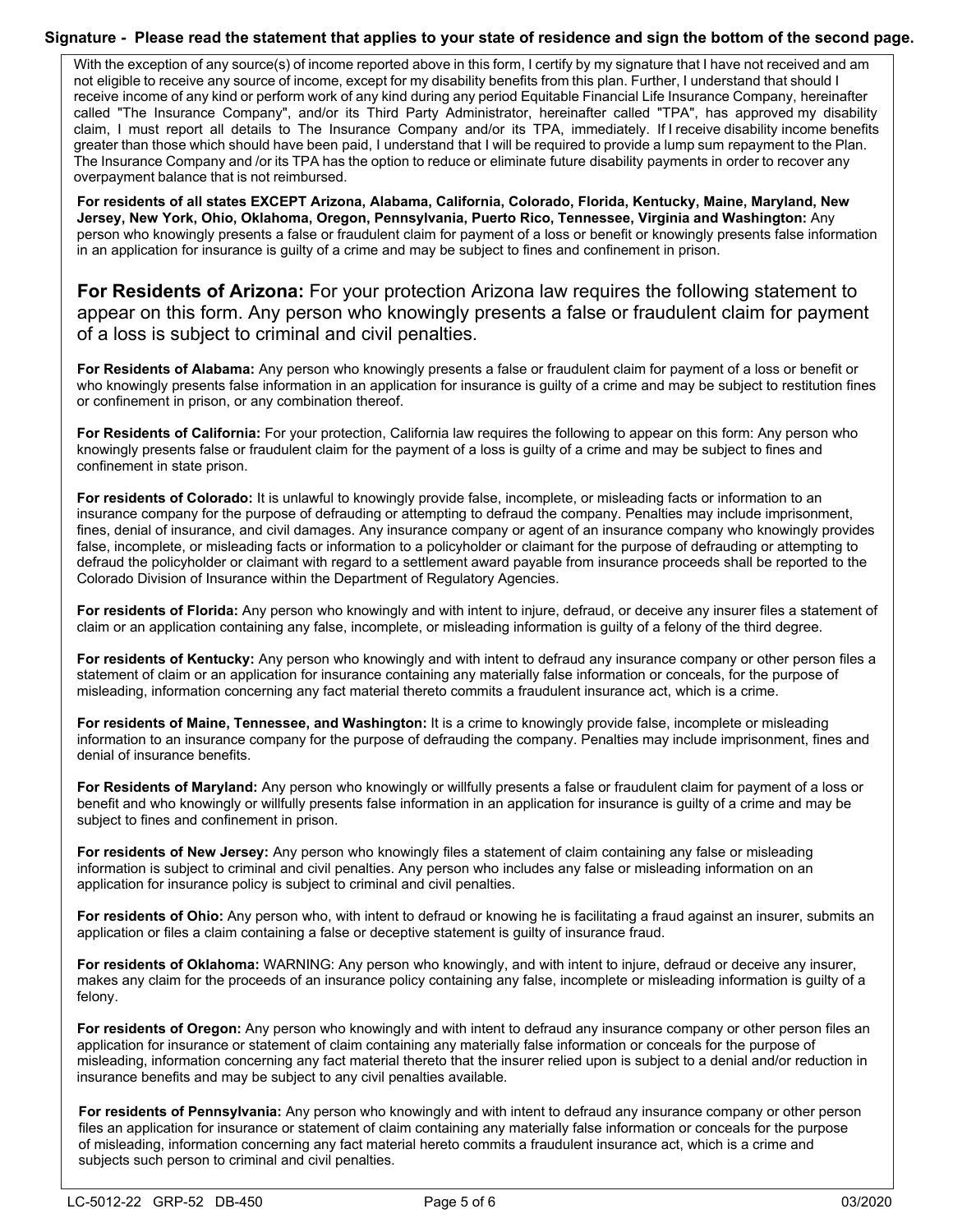**Signature - Please read the statement that applies to your state of residence and sign the bottom of the second page.**

With the exception of any source(s) of income reported above in this form, I certify by my signature that I have not received and am not eligible to receive any source of income, except for my disability benefits from this plan. Further, I understand that should I receive income of any kind or perform work of any kind during any period Equitable Financial Life Insurance Company, hereinafter called "The Insurance Company", and/or its Third Party Administrator, hereinafter called "TPA", has approved my disability claim, I must report all details to The Insurance Company and/or its TPA, immediately. If I receive disability income benefits greater than those which should have been paid, I understand that I will be required to provide a lump sum repayment to the Plan. The Insurance Company and /or its TPA has the option to reduce or eliminate future disability payments in order to recover any overpayment balance that is not reimbursed.

**For residents of all states EXCEPT Arizona, Alabama, California, Colorado, Florida, Kentucky, Maine, Maryland, New Jersey, New York, Ohio, Oklahoma, Oregon, Pennsylvania, Puerto Rico, Tennessee, Virginia and Washington:** Any person who knowingly presents a false or fraudulent claim for payment of a loss or benefit or knowingly presents false information in an application for insurance is guilty of a crime and may be subject to fines and confinement in prison.

**For Residents of Arizona:** For your protection Arizona law requires the following statement to appear on this form. Any person who knowingly presents a false or fraudulent claim for payment of a loss is subject to criminal and civil penalties.

**For Residents of Alabama:** Any person who knowingly presents a false or fraudulent claim for payment of a loss or benefit or who knowingly presents false information in an application for insurance is guilty of a crime and may be subject to restitution fines or confinement in prison, or any combination thereof.

**For Residents of California:** For your protection, California law requires the following to appear on this form: Any person who knowingly presents false or fraudulent claim for the payment of a loss is guilty of a crime and may be subject to fines and confinement in state prison.

**For residents of Colorado:** It is unlawful to knowingly provide false, incomplete, or misleading facts or information to an insurance company for the purpose of defrauding or attempting to defraud the company. Penalties may include imprisonment, fines, denial of insurance, and civil damages. Any insurance company or agent of an insurance company who knowingly provides false, incomplete, or misleading facts or information to a policyholder or claimant for the purpose of defrauding or attempting to defraud the policyholder or claimant with regard to a settlement award payable from insurance proceeds shall be reported to the Colorado Division of Insurance within the Department of Regulatory Agencies.

**For residents of Florida:** Any person who knowingly and with intent to injure, defraud, or deceive any insurer files a statement of claim or an application containing any false, incomplete, or misleading information is guilty of a felony of the third degree.

**For residents of Kentucky:** Any person who knowingly and with intent to defraud any insurance company or other person files a statement of claim or an application for insurance containing any materially false information or conceals, for the purpose of misleading, information concerning any fact material thereto commits a fraudulent insurance act, which is a crime.

**For residents of Maine, Tennessee, and Washington:** It is a crime to knowingly provide false, incomplete or misleading information to an insurance company for the purpose of defrauding the company. Penalties may include imprisonment, fines and denial of insurance benefits.

**For Residents of Maryland:** Any person who knowingly or willfully presents a false or fraudulent claim for payment of a loss or benefit and who knowingly or willfully presents false information in an application for insurance is guilty of a crime and may be subject to fines and confinement in prison.

**For residents of New Jersey:** Any person who knowingly files a statement of claim containing any false or misleading information is subject to criminal and civil penalties. Any person who includes any false or misleading information on an application for insurance policy is subject to criminal and civil penalties.

**For residents of Ohio:** Any person who, with intent to defraud or knowing he is facilitating a fraud against an insurer, submits an application or files a claim containing a false or deceptive statement is guilty of insurance fraud.

**For residents of Oklahoma:** WARNING: Any person who knowingly, and with intent to injure, defraud or deceive any insurer, makes any claim for the proceeds of an insurance policy containing any false, incomplete or misleading information is guilty of a felony.

**For residents of Oregon:** Any person who knowingly and with intent to defraud any insurance company or other person files an application for insurance or statement of claim containing any materially false information or conceals for the purpose of misleading, information concerning any fact material thereto that the insurer relied upon is subject to a denial and/or reduction in insurance benefits and may be subject to any civil penalties available.

**For residents of Pennsylvania:** Any person who knowingly and with intent to defraud any insurance company or other person files an application for insurance or statement of claim containing any materially false information or conceals for the purpose of misleading, information concerning any fact material hereto commits a fraudulent insurance act, which is a crime and subjects such person to criminal and civil penalties.

LC-5012-22 GRP-52 DB-450 03/2020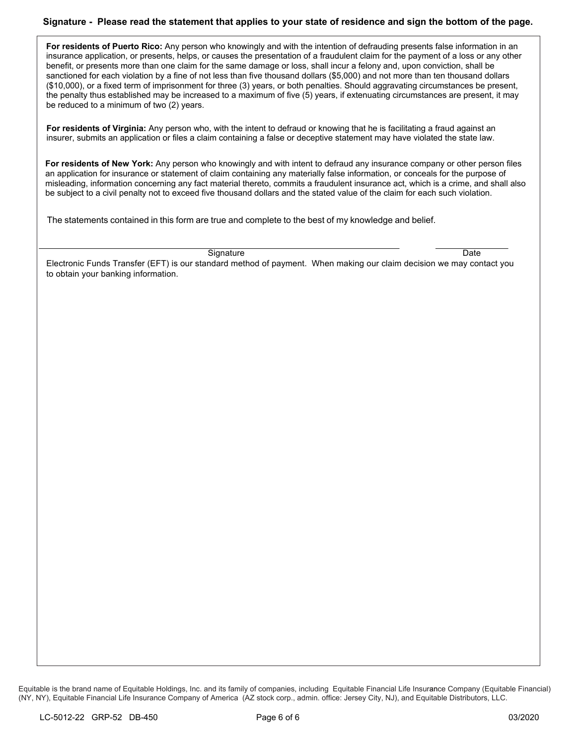**Signature - Please read the statement that applies to your state of residence and sign the bottom of the page.**

**For residents of Puerto Rico:** Any person who knowingly and with the intention of defrauding presents false information in an insurance application, or presents, helps, or causes the presentation of a fraudulent claim for the payment of a loss or any other benefit, or presents more than one claim for the same damage or loss, shall incur a felony and, upon conviction, shall be sanctioned for each violation by a fine of not less than five thousand dollars ($5,000) and not more than ten thousand dollars ($10,000), or a fixed term of imprisonment for three (3) years, or both penalties. Should aggravating circumstances be present, the penalty thus established may be increased to a maximum of five (5) years, if extenuating circumstances are present, it may be reduced to a minimum of two (2) years.

**For residents of Virginia:** Any person who, with the intent to defraud or knowing that he is facilitating a fraud against an insurer, submits an application or files a claim containing a false or deceptive statement may have violated the state law.

**For residents of New York:** Any person who knowingly and with intent to defraud any insurance company or other person files an application for insurance or statement of claim containing any materially false information, or conceals for the purpose of misleading, information concerning any fact material thereto, commits a fraudulent insurance act, which is a crime, and shall also be subject to a civil penalty not to exceed five thousand dollars and the stated value of the claim for each such violation.

The statements contained in this form are true and complete to the best of my knowledge and belief.

\_\_\_\_\_\_\_\_\_\_\_\_\_\_\_\_\_\_\_\_\_\_\_\_\_\_\_\_\_\_\_\_\_\_\_\_\_\_\_\_\_\_\_\_ &nbsp;&nbsp;&nbsp; \_\_\_\_\_\_\_\_\_\_\_\_\_\_\_

Signature &nbsp;&nbsp;&nbsp;&nbsp;&nbsp;&nbsp;&nbsp;&nbsp;&nbsp;&nbsp;&nbsp;&nbsp;&nbsp;&nbsp;&nbsp;&nbsp;&nbsp;&nbsp;&nbsp;&nbsp;&nbsp;&nbsp;&nbsp;&nbsp; Date

Electronic Funds Transfer (EFT) is our standard method of payment. When making our claim decision we may contact you to obtain your banking information.

Equitable is the brand name of Equitable Holdings, Inc. and its family of companies, including Equitable Financial Life Insurance Company (Equitable Financial) (NY, NY), Equitable Financial Life Insurance Company of America (AZ stock corp., admin. office: Jersey City, NJ), and Equitable Distributors, LLC.

LC-5012-22 GRP-52 DB-450 &nbsp;&nbsp;&nbsp;&nbsp;&nbsp;&nbsp;&nbsp;&nbsp; 03/2020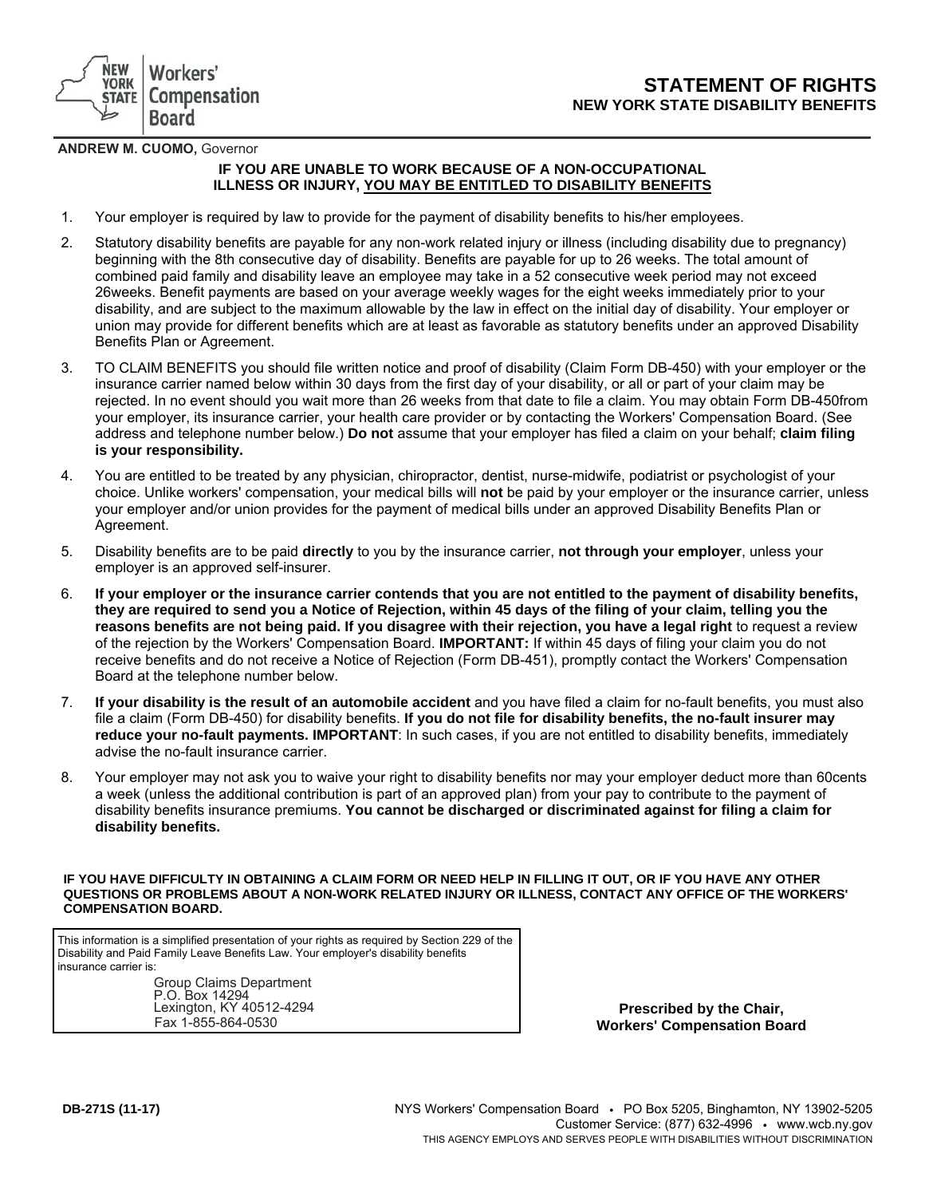New York State Workers' Compensation Board

# STATEMENT OF RIGHTS
## NEW YORK STATE DISABILITY BENEFITS

**ANDREW M. CUOMO,** Governor

**IF YOU ARE UNABLE TO WORK BECAUSE OF A NON-OCCUPATIONAL ILLNESS OR INJURY, YOU MAY BE ENTITLED TO DISABILITY BENEFITS**

1. Your employer is required by law to provide for the payment of disability benefits to his/her employees.
2. Statutory disability benefits are payable for any non-work related injury or illness (including disability due to pregnancy) beginning with the 8th consecutive day of disability. Benefits are payable for up to 26 weeks. The total amount of combined paid family and disability leave an employee may take in a 52 consecutive week period may not exceed 26weeks. Benefit payments are based on your average weekly wages for the eight weeks immediately prior to your disability, and are subject to the maximum allowable by the law in effect on the initial day of disability. Your employer or union may provide for different benefits which are at least as favorable as statutory benefits under an approved Disability Benefits Plan or Agreement.
3. TO CLAIM BENEFITS you should file written notice and proof of disability (Claim Form DB-450) with your employer or the insurance carrier named below within 30 days from the first day of your disability, or all or part of your claim may be rejected. In no event should you wait more than 26 weeks from that date to file a claim. You may obtain Form DB-450from your employer, its insurance carrier, your health care provider or by contacting the Workers' Compensation Board. (See address and telephone number below.) **Do not** assume that your employer has filed a claim on your behalf; **claim filing is your responsibility.**
4. You are entitled to be treated by any physician, chiropractor, dentist, nurse-midwife, podiatrist or psychologist of your choice. Unlike workers' compensation, your medical bills will **not** be paid by your employer or the insurance carrier, unless your employer and/or union provides for the payment of medical bills under an approved Disability Benefits Plan or Agreement.
5. Disability benefits are to be paid **directly** to you by the insurance carrier, **not through your employer**, unless your employer is an approved self-insurer.
6. **If your employer or the insurance carrier contends that you are not entitled to the payment of disability benefits, they are required to send you a Notice of Rejection, within 45 days of the filing of your claim, telling you the reasons benefits are not being paid. If you disagree with their rejection, you have a legal right** to request a review of the rejection by the Workers' Compensation Board. **IMPORTANT:** If within 45 days of filing your claim you do not receive benefits and do not receive a Notice of Rejection (Form DB-451), promptly contact the Workers' Compensation Board at the telephone number below.
7. **If your disability is the result of an automobile accident** and you have filed a claim for no-fault benefits, you must also file a claim (Form DB-450) for disability benefits. **If you do not file for disability benefits, the no-fault insurer may reduce your no-fault payments. IMPORTANT**: In such cases, if you are not entitled to disability benefits, immediately advise the no-fault insurance carrier.
8. Your employer may not ask you to waive your right to disability benefits nor may your employer deduct more than 60cents a week (unless the additional contribution is part of an approved plan) from your pay to contribute to the payment of disability benefits insurance premiums. **You cannot be discharged or discriminated against for filing a claim for disability benefits.**

**IF YOU HAVE DIFFICULTY IN OBTAINING A CLAIM FORM OR NEED HELP IN FILLING IT OUT, OR IF YOU HAVE ANY OTHER QUESTIONS OR PROBLEMS ABOUT A NON-WORK RELATED INJURY OR ILLNESS, CONTACT ANY OFFICE OF THE WORKERS' COMPENSATION BOARD.**

This information is a simplified presentation of your rights as required by Section 229 of the Disability and Paid Family Leave Benefits Law. Your employer's disability benefits insurance carrier is:

Group Claims Department
P.O. Box 14294
Lexington, KY 40512-4294
Fax 1-855-864-0530

**Prescribed by the Chair, Workers' Compensation Board**

DB-271S (11-17)

NYS Workers' Compensation Board • PO Box 5205, Binghamton, NY 13902-5205
Customer Service: (877) 632-4996 • www.wcb.ny.gov
THIS AGENCY EMPLOYS AND SERVES PEOPLE WITH DISABILITIES WITHOUT DISCRIMINATION